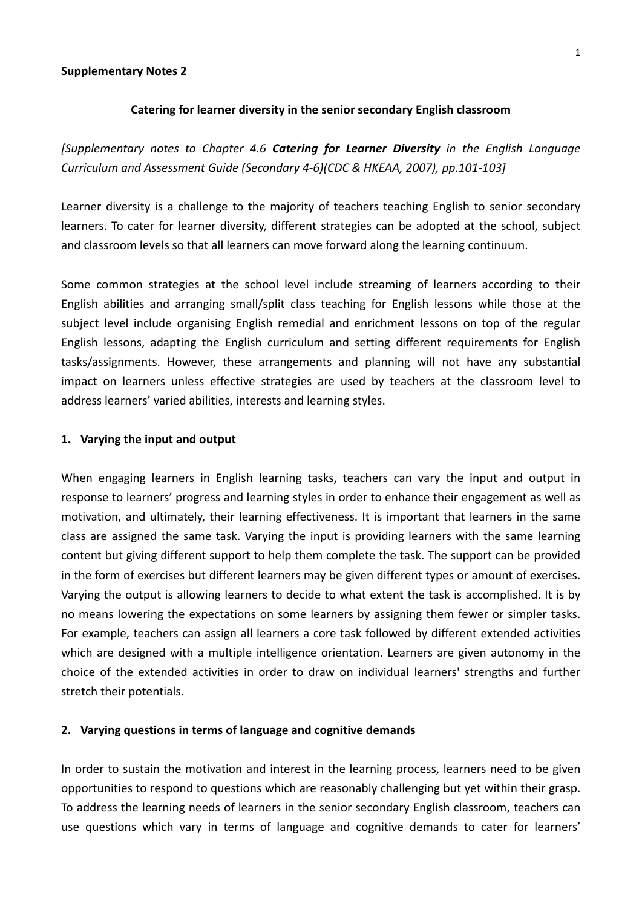**Supplementary Notes 2**

## Catering for learner diversity in the senior secondary English classroom

*[Supplementary notes to Chapter 4.6* ***Catering for Learner Diversity*** *in the English Language Curriculum and Assessment Guide (Secondary 4-6)(CDC & HKEAA, 2007), pp.101-103]*

Learner diversity is a challenge to the majority of teachers teaching English to senior secondary learners. To cater for learner diversity, different strategies can be adopted at the school, subject and classroom levels so that all learners can move forward along the learning continuum.

Some common strategies at the school level include streaming of learners according to their English abilities and arranging small/split class teaching for English lessons while those at the subject level include organising English remedial and enrichment lessons on top of the regular English lessons, adapting the English curriculum and setting different requirements for English tasks/assignments. However, these arrangements and planning will not have any substantial impact on learners unless effective strategies are used by teachers at the classroom level to address learners' varied abilities, interests and learning styles.

### 1. Varying the input and output

When engaging learners in English learning tasks, teachers can vary the input and output in response to learners' progress and learning styles in order to enhance their engagement as well as motivation, and ultimately, their learning effectiveness. It is important that learners in the same class are assigned the same task. Varying the input is providing learners with the same learning content but giving different support to help them complete the task. The support can be provided in the form of exercises but different learners may be given different types or amount of exercises. Varying the output is allowing learners to decide to what extent the task is accomplished. It is by no means lowering the expectations on some learners by assigning them fewer or simpler tasks. For example, teachers can assign all learners a core task followed by different extended activities which are designed with a multiple intelligence orientation. Learners are given autonomy in the choice of the extended activities in order to draw on individual learners' strengths and further stretch their potentials.

### 2. Varying questions in terms of language and cognitive demands

In order to sustain the motivation and interest in the learning process, learners need to be given opportunities to respond to questions which are reasonably challenging but yet within their grasp. To address the learning needs of learners in the senior secondary English classroom, teachers can use questions which vary in terms of language and cognitive demands to cater for learners'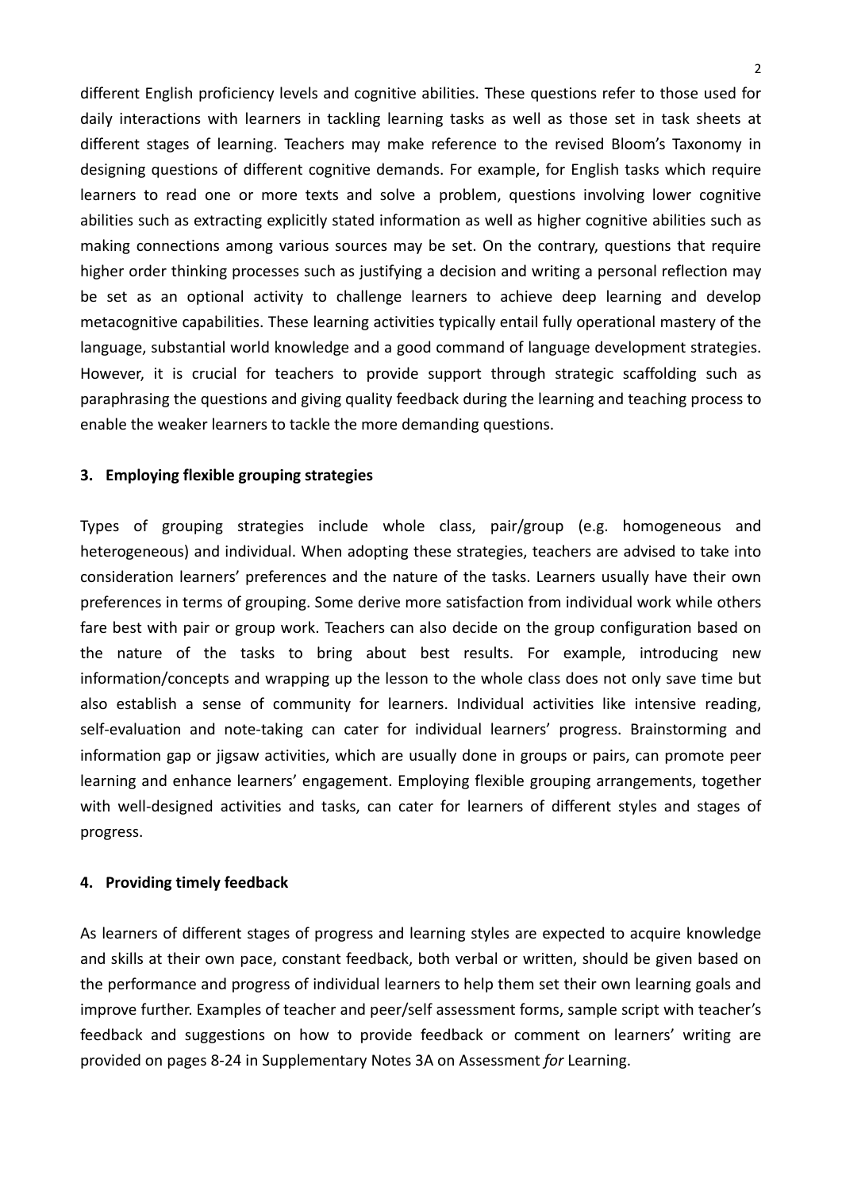different English proficiency levels and cognitive abilities. These questions refer to those used for daily interactions with learners in tackling learning tasks as well as those set in task sheets at different stages of learning. Teachers may make reference to the revised Bloom's Taxonomy in designing questions of different cognitive demands. For example, for English tasks which require learners to read one or more texts and solve a problem, questions involving lower cognitive abilities such as extracting explicitly stated information as well as higher cognitive abilities such as making connections among various sources may be set. On the contrary, questions that require higher order thinking processes such as justifying a decision and writing a personal reflection may be set as an optional activity to challenge learners to achieve deep learning and develop metacognitive capabilities. These learning activities typically entail fully operational mastery of the language, substantial world knowledge and a good command of language development strategies. However, it is crucial for teachers to provide support through strategic scaffolding such as paraphrasing the questions and giving quality feedback during the learning and teaching process to enable the weaker learners to tackle the more demanding questions.

### 3. Employing flexible grouping strategies

Types of grouping strategies include whole class, pair/group (e.g. homogeneous and heterogeneous) and individual. When adopting these strategies, teachers are advised to take into consideration learners' preferences and the nature of the tasks. Learners usually have their own preferences in terms of grouping. Some derive more satisfaction from individual work while others fare best with pair or group work. Teachers can also decide on the group configuration based on the nature of the tasks to bring about best results. For example, introducing new information/concepts and wrapping up the lesson to the whole class does not only save time but also establish a sense of community for learners. Individual activities like intensive reading, self-evaluation and note-taking can cater for individual learners' progress. Brainstorming and information gap or jigsaw activities, which are usually done in groups or pairs, can promote peer learning and enhance learners' engagement. Employing flexible grouping arrangements, together with well-designed activities and tasks, can cater for learners of different styles and stages of progress.

### 4. Providing timely feedback

As learners of different stages of progress and learning styles are expected to acquire knowledge and skills at their own pace, constant feedback, both verbal or written, should be given based on the performance and progress of individual learners to help them set their own learning goals and improve further. Examples of teacher and peer/self assessment forms, sample script with teacher's feedback and suggestions on how to provide feedback or comment on learners' writing are provided on pages 8-24 in Supplementary Notes 3A on Assessment *for* Learning.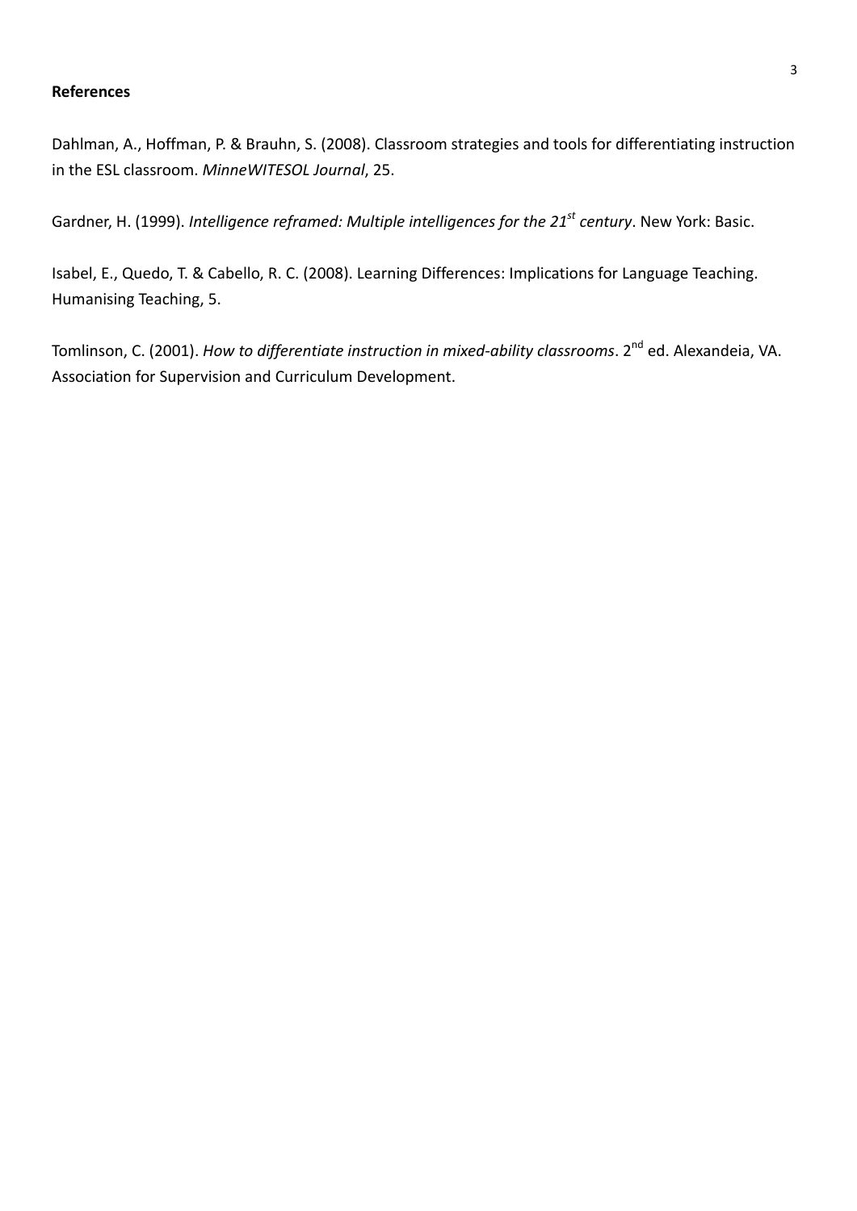**References**

Dahlman, A., Hoffman, P. & Brauhn, S. (2008). Classroom strategies and tools for differentiating instruction in the ESL classroom. *MinneWITESOL Journal*, 25.

Gardner, H. (1999). *Intelligence reframed: Multiple intelligences for the 21st century*. New York: Basic.

Isabel, E., Quedo, T. & Cabello, R. C. (2008). Learning Differences: Implications for Language Teaching. Humanising Teaching, 5.

Tomlinson, C. (2001). *How to differentiate instruction in mixed-ability classrooms*. 2nd ed. Alexandeia, VA. Association for Supervision and Curriculum Development.